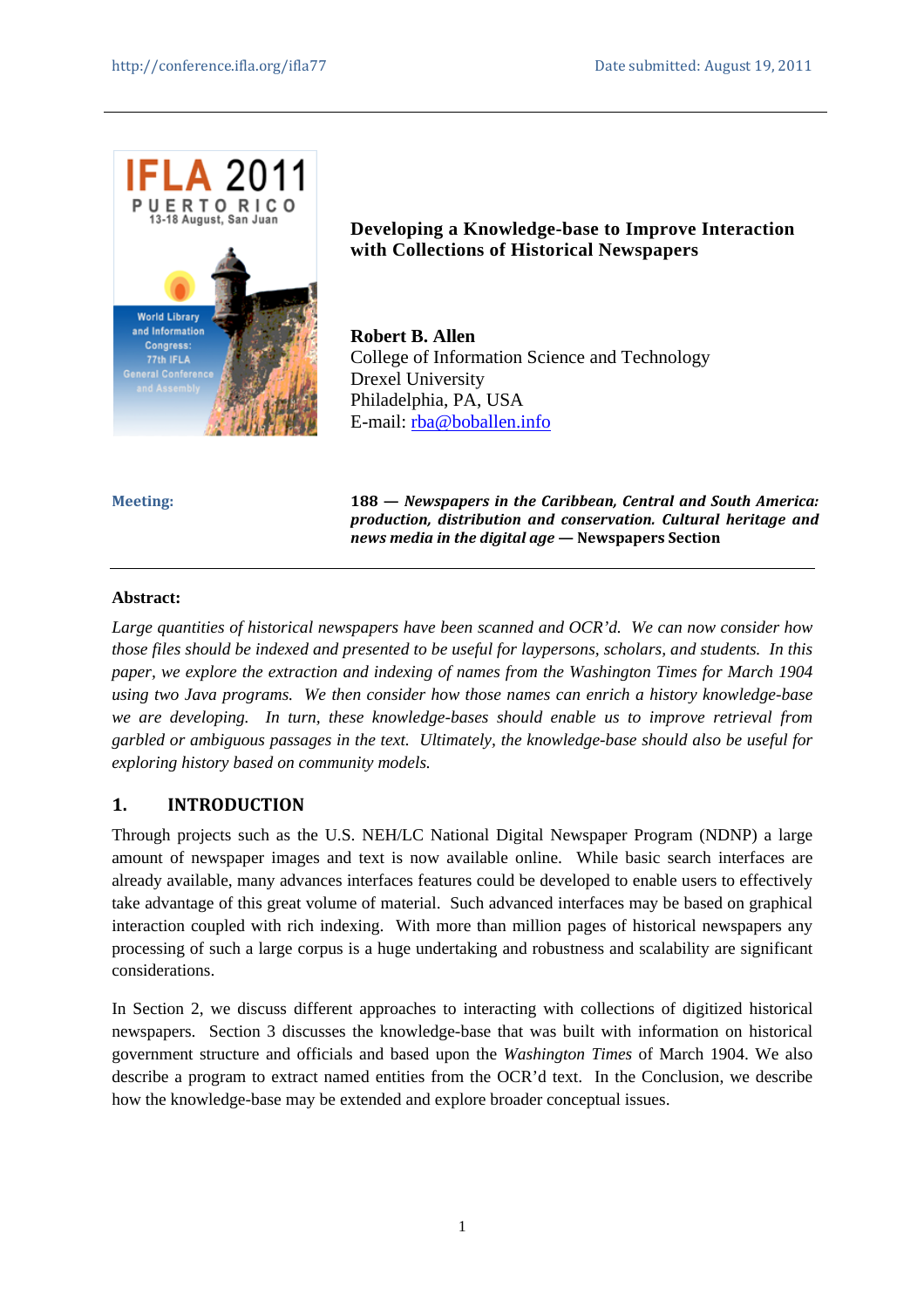http://conference.ifla.org/ifla77 Date submitted: August 19, 2011

# Developing a Knowledge-base to Improve Interaction with Collections of Historical Newspapers

**Robert B. Allen**
College of Information Science and Technology
Drexel University
Philadelphia, PA, USA
E-mail: rba@boballen.info

**Meeting:** **188 — *Newspapers in the Caribbean, Central and South America: production, distribution and conservation. Cultural heritage and news media in the digital age* — Newspapers Section**

**Abstract:**

*Large quantities of historical newspapers have been scanned and OCR'd. We can now consider how those files should be indexed and presented to be useful for laypersons, scholars, and students. In this paper, we explore the extraction and indexing of names from the Washington Times for March 1904 using two Java programs. We then consider how those names can enrich a history knowledge-base we are developing. In turn, these knowledge-bases should enable us to improve retrieval from garbled or ambiguous passages in the text. Ultimately, the knowledge-base should also be useful for exploring history based on community models.*

## 1. INTRODUCTION

Through projects such as the U.S. NEH/LC National Digital Newspaper Program (NDNP) a large amount of newspaper images and text is now available online. While basic search interfaces are already available, many advances interfaces features could be developed to enable users to effectively take advantage of this great volume of material. Such advanced interfaces may be based on graphical interaction coupled with rich indexing. With more than million pages of historical newspapers any processing of such a large corpus is a huge undertaking and robustness and scalability are significant considerations.

In Section 2, we discuss different approaches to interacting with collections of digitized historical newspapers. Section 3 discusses the knowledge-base that was built with information on historical government structure and officials and based upon the *Washington Times* of March 1904. We also describe a program to extract named entities from the OCR'd text. In the Conclusion, we describe how the knowledge-base may be extended and explore broader conceptual issues.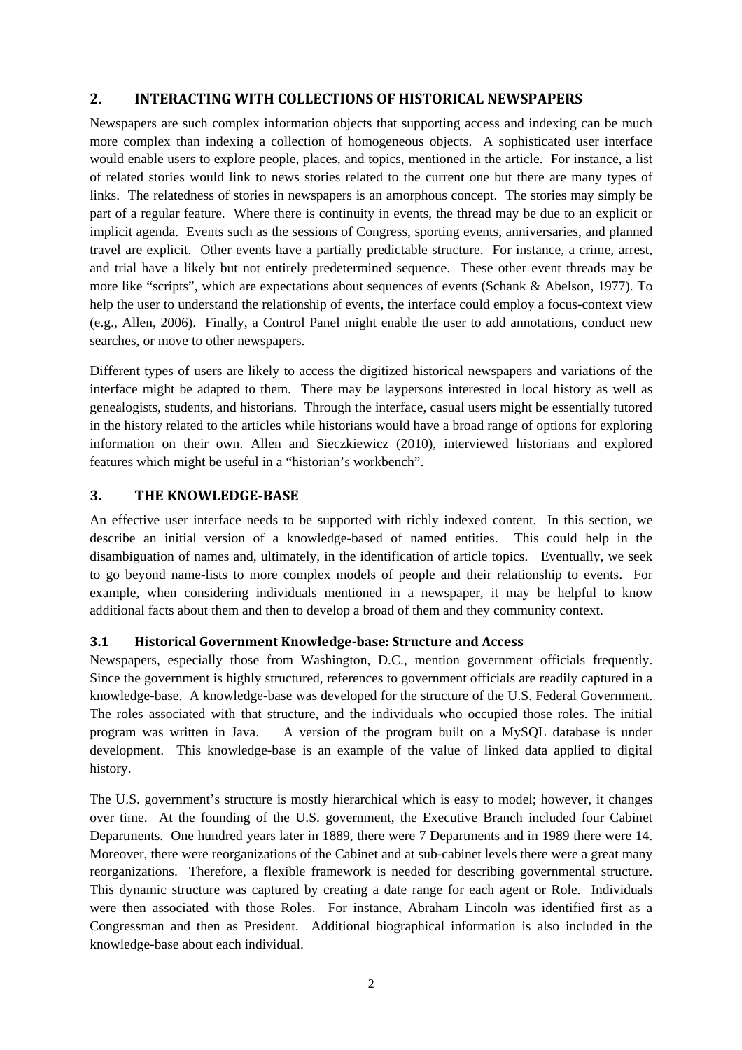## 2. INTERACTING WITH COLLECTIONS OF HISTORICAL NEWSPAPERS

Newspapers are such complex information objects that supporting access and indexing can be much more complex than indexing a collection of homogeneous objects. A sophisticated user interface would enable users to explore people, places, and topics, mentioned in the article. For instance, a list of related stories would link to news stories related to the current one but there are many types of links. The relatedness of stories in newspapers is an amorphous concept. The stories may simply be part of a regular feature. Where there is continuity in events, the thread may be due to an explicit or implicit agenda. Events such as the sessions of Congress, sporting events, anniversaries, and planned travel are explicit. Other events have a partially predictable structure. For instance, a crime, arrest, and trial have a likely but not entirely predetermined sequence. These other event threads may be more like "scripts", which are expectations about sequences of events (Schank & Abelson, 1977). To help the user to understand the relationship of events, the interface could employ a focus-context view (e.g., Allen, 2006). Finally, a Control Panel might enable the user to add annotations, conduct new searches, or move to other newspapers.

Different types of users are likely to access the digitized historical newspapers and variations of the interface might be adapted to them. There may be laypersons interested in local history as well as genealogists, students, and historians. Through the interface, casual users might be essentially tutored in the history related to the articles while historians would have a broad range of options for exploring information on their own. Allen and Sieczkiewicz (2010), interviewed historians and explored features which might be useful in a "historian's workbench".

## 3. THE KNOWLEDGE-BASE

An effective user interface needs to be supported with richly indexed content. In this section, we describe an initial version of a knowledge-based of named entities. This could help in the disambiguation of names and, ultimately, in the identification of article topics. Eventually, we seek to go beyond name-lists to more complex models of people and their relationship to events. For example, when considering individuals mentioned in a newspaper, it may be helpful to know additional facts about them and then to develop a broad of them and they community context.

### 3.1 Historical Government Knowledge-base: Structure and Access

Newspapers, especially those from Washington, D.C., mention government officials frequently. Since the government is highly structured, references to government officials are readily captured in a knowledge-base. A knowledge-base was developed for the structure of the U.S. Federal Government. The roles associated with that structure, and the individuals who occupied those roles. The initial program was written in Java. A version of the program built on a MySQL database is under development. This knowledge-base is an example of the value of linked data applied to digital history.

The U.S. government's structure is mostly hierarchical which is easy to model; however, it changes over time. At the founding of the U.S. government, the Executive Branch included four Cabinet Departments. One hundred years later in 1889, there were 7 Departments and in 1989 there were 14. Moreover, there were reorganizations of the Cabinet and at sub-cabinet levels there were a great many reorganizations. Therefore, a flexible framework is needed for describing governmental structure. This dynamic structure was captured by creating a date range for each agent or Role. Individuals were then associated with those Roles. For instance, Abraham Lincoln was identified first as a Congressman and then as President. Additional biographical information is also included in the knowledge-base about each individual.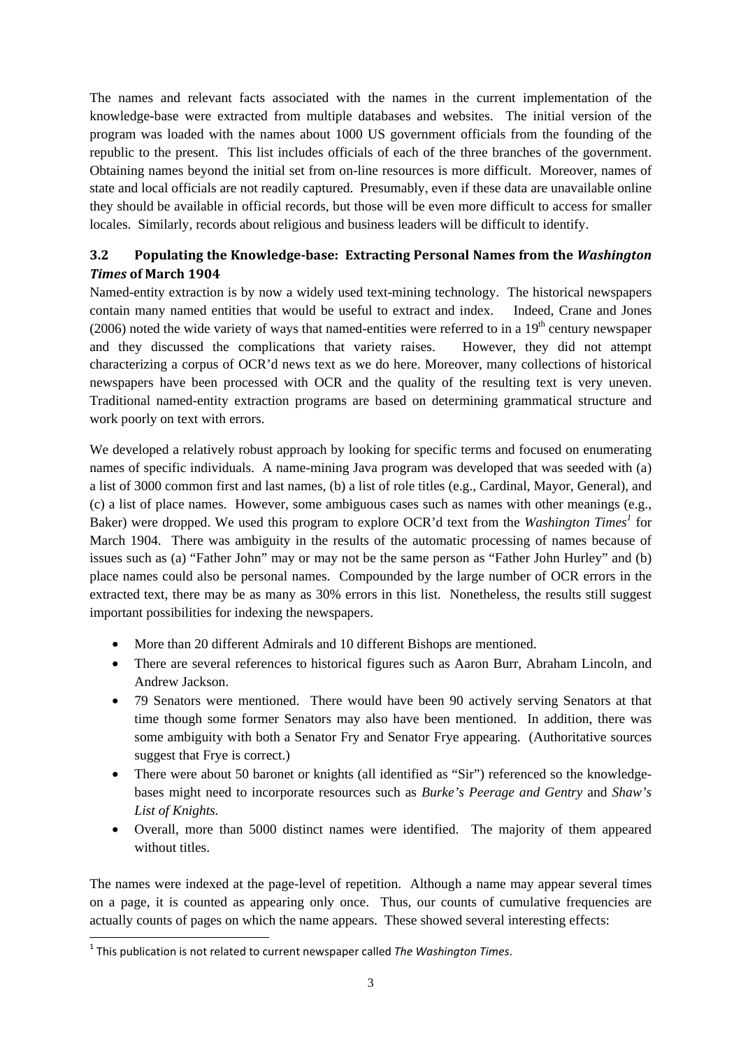The names and relevant facts associated with the names in the current implementation of the knowledge-base were extracted from multiple databases and websites. The initial version of the program was loaded with the names about 1000 US government officials from the founding of the republic to the present. This list includes officials of each of the three branches of the government. Obtaining names beyond the initial set from on-line resources is more difficult. Moreover, names of state and local officials are not readily captured. Presumably, even if these data are unavailable online they should be available in official records, but those will be even more difficult to access for smaller locales. Similarly, records about religious and business leaders will be difficult to identify.

### 3.2 Populating the Knowledge-base: Extracting Personal Names from the *Washington Times* of March 1904

Named-entity extraction is by now a widely used text-mining technology. The historical newspapers contain many named entities that would be useful to extract and index. Indeed, Crane and Jones (2006) noted the wide variety of ways that named-entities were referred to in a 19th century newspaper and they discussed the complications that variety raises. However, they did not attempt characterizing a corpus of OCR'd news text as we do here. Moreover, many collections of historical newspapers have been processed with OCR and the quality of the resulting text is very uneven. Traditional named-entity extraction programs are based on determining grammatical structure and work poorly on text with errors.

We developed a relatively robust approach by looking for specific terms and focused on enumerating names of specific individuals. A name-mining Java program was developed that was seeded with (a) a list of 3000 common first and last names, (b) a list of role titles (e.g., Cardinal, Mayor, General), and (c) a list of place names. However, some ambiguous cases such as names with other meanings (e.g., Baker) were dropped. We used this program to explore OCR'd text from the *Washington Times*[1] for March 1904. There was ambiguity in the results of the automatic processing of names because of issues such as (a) "Father John" may or may not be the same person as "Father John Hurley" and (b) place names could also be personal names. Compounded by the large number of OCR errors in the extracted text, there may be as many as 30% errors in this list. Nonetheless, the results still suggest important possibilities for indexing the newspapers.

- More than 20 different Admirals and 10 different Bishops are mentioned.
- There are several references to historical figures such as Aaron Burr, Abraham Lincoln, and Andrew Jackson.
- 79 Senators were mentioned. There would have been 90 actively serving Senators at that time though some former Senators may also have been mentioned. In addition, there was some ambiguity with both a Senator Fry and Senator Frye appearing. (Authoritative sources suggest that Frye is correct.)
- There were about 50 baronet or knights (all identified as "Sir") referenced so the knowledge-bases might need to incorporate resources such as *Burke's Peerage and Gentry* and *Shaw's List of Knights.*
- Overall, more than 5000 distinct names were identified. The majority of them appeared without titles.

The names were indexed at the page-level of repetition. Although a name may appear several times on a page, it is counted as appearing only once. Thus, our counts of cumulative frequencies are actually counts of pages on which the name appears. These showed several interesting effects:

[1] This publication is not related to current newspaper called *The Washington Times*.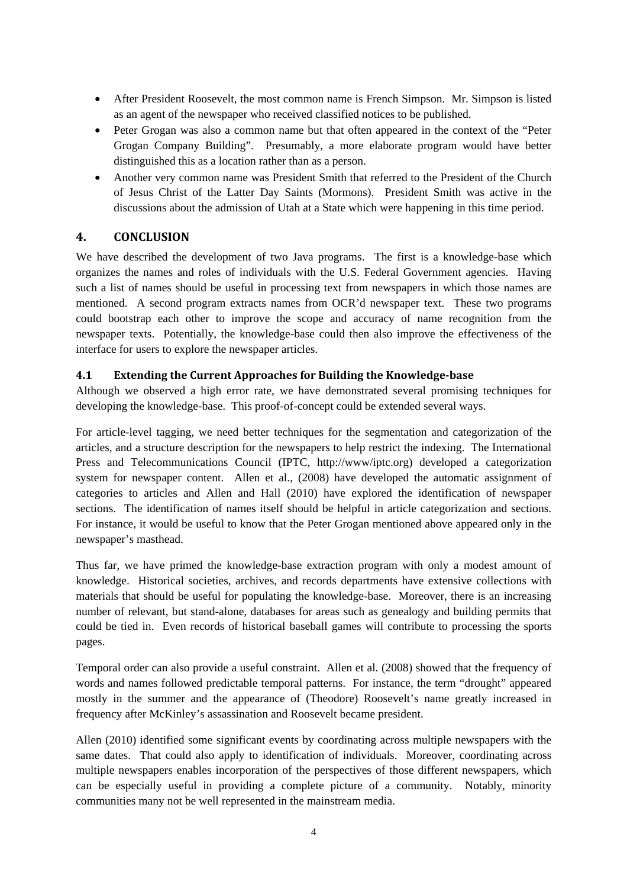- After President Roosevelt, the most common name is French Simpson. Mr. Simpson is listed as an agent of the newspaper who received classified notices to be published.
- Peter Grogan was also a common name but that often appeared in the context of the "Peter Grogan Company Building". Presumably, a more elaborate program would have better distinguished this as a location rather than as a person.
- Another very common name was President Smith that referred to the President of the Church of Jesus Christ of the Latter Day Saints (Mormons). President Smith was active in the discussions about the admission of Utah at a State which were happening in this time period.

## 4. CONCLUSION

We have described the development of two Java programs. The first is a knowledge-base which organizes the names and roles of individuals with the U.S. Federal Government agencies. Having such a list of names should be useful in processing text from newspapers in which those names are mentioned. A second program extracts names from OCR'd newspaper text. These two programs could bootstrap each other to improve the scope and accuracy of name recognition from the newspaper texts. Potentially, the knowledge-base could then also improve the effectiveness of the interface for users to explore the newspaper articles.

### 4.1 Extending the Current Approaches for Building the Knowledge-base

Although we observed a high error rate, we have demonstrated several promising techniques for developing the knowledge-base. This proof-of-concept could be extended several ways.

For article-level tagging, we need better techniques for the segmentation and categorization of the articles, and a structure description for the newspapers to help restrict the indexing. The International Press and Telecommunications Council (IPTC, http://www/iptc.org) developed a categorization system for newspaper content. Allen et al., (2008) have developed the automatic assignment of categories to articles and Allen and Hall (2010) have explored the identification of newspaper sections. The identification of names itself should be helpful in article categorization and sections. For instance, it would be useful to know that the Peter Grogan mentioned above appeared only in the newspaper's masthead.

Thus far, we have primed the knowledge-base extraction program with only a modest amount of knowledge. Historical societies, archives, and records departments have extensive collections with materials that should be useful for populating the knowledge-base. Moreover, there is an increasing number of relevant, but stand-alone, databases for areas such as genealogy and building permits that could be tied in. Even records of historical baseball games will contribute to processing the sports pages.

Temporal order can also provide a useful constraint. Allen et al. (2008) showed that the frequency of words and names followed predictable temporal patterns. For instance, the term "drought" appeared mostly in the summer and the appearance of (Theodore) Roosevelt's name greatly increased in frequency after McKinley's assassination and Roosevelt became president.

Allen (2010) identified some significant events by coordinating across multiple newspapers with the same dates. That could also apply to identification of individuals. Moreover, coordinating across multiple newspapers enables incorporation of the perspectives of those different newspapers, which can be especially useful in providing a complete picture of a community. Notably, minority communities many not be well represented in the mainstream media.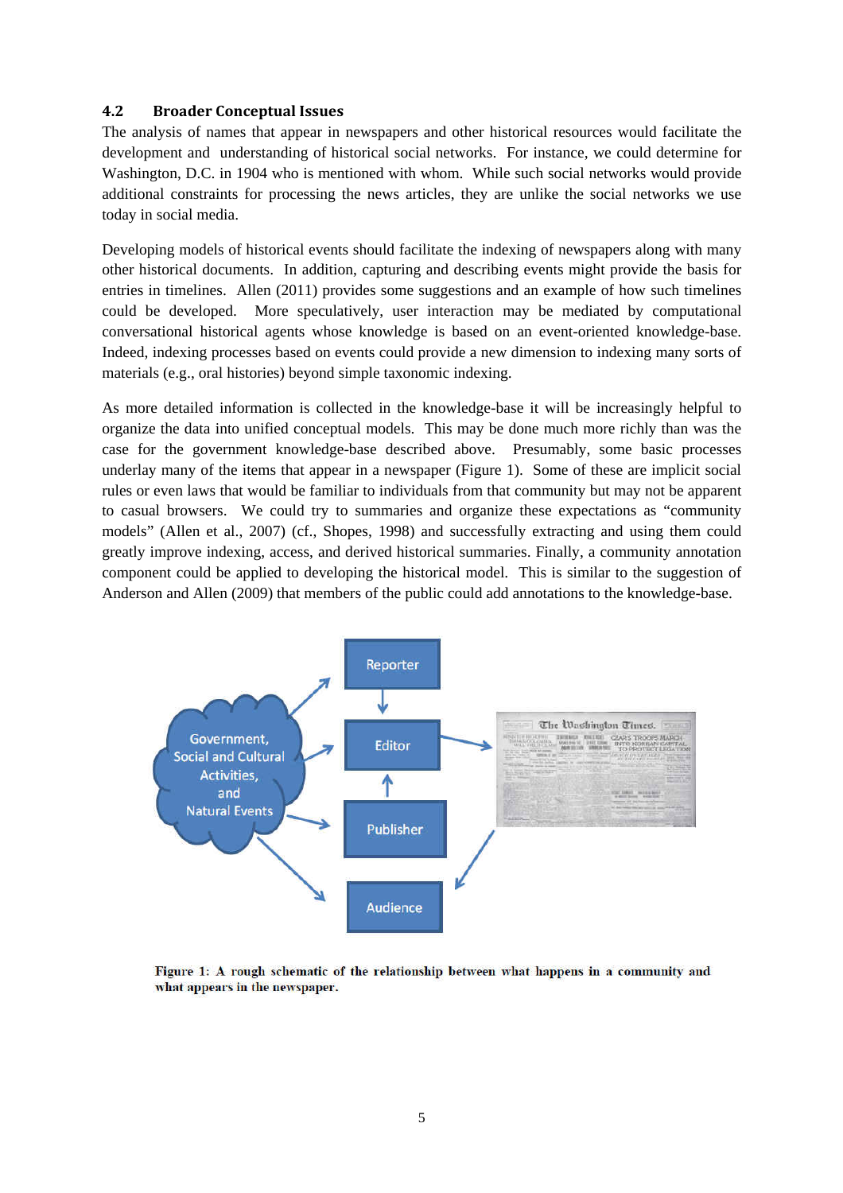## 4.2 Broader Conceptual Issues

The analysis of names that appear in newspapers and other historical resources would facilitate the development and understanding of historical social networks. For instance, we could determine for Washington, D.C. in 1904 who is mentioned with whom. While such social networks would provide additional constraints for processing the news articles, they are unlike the social networks we use today in social media.

Developing models of historical events should facilitate the indexing of newspapers along with many other historical documents. In addition, capturing and describing events might provide the basis for entries in timelines. Allen (2011) provides some suggestions and an example of how such timelines could be developed. More speculatively, user interaction may be mediated by computational conversational historical agents whose knowledge is based on an event-oriented knowledge-base. Indeed, indexing processes based on events could provide a new dimension to indexing many sorts of materials (e.g., oral histories) beyond simple taxonomic indexing.

As more detailed information is collected in the knowledge-base it will be increasingly helpful to organize the data into unified conceptual models. This may be done much more richly than was the case for the government knowledge-base described above. Presumably, some basic processes underlay many of the items that appear in a newspaper (Figure 1). Some of these are implicit social rules or even laws that would be familiar to individuals from that community but may not be apparent to casual browsers. We could try to summaries and organize these expectations as "community models" (Allen et al., 2007) (cf., Shopes, 1998) and successfully extracting and using them could greatly improve indexing, access, and derived historical summaries. Finally, a community annotation component could be applied to developing the historical model. This is similar to the suggestion of Anderson and Allen (2009) that members of the public could add annotations to the knowledge-base.

**Figure 1: A rough schematic of the relationship between what happens in a community and what appears in the newspaper.**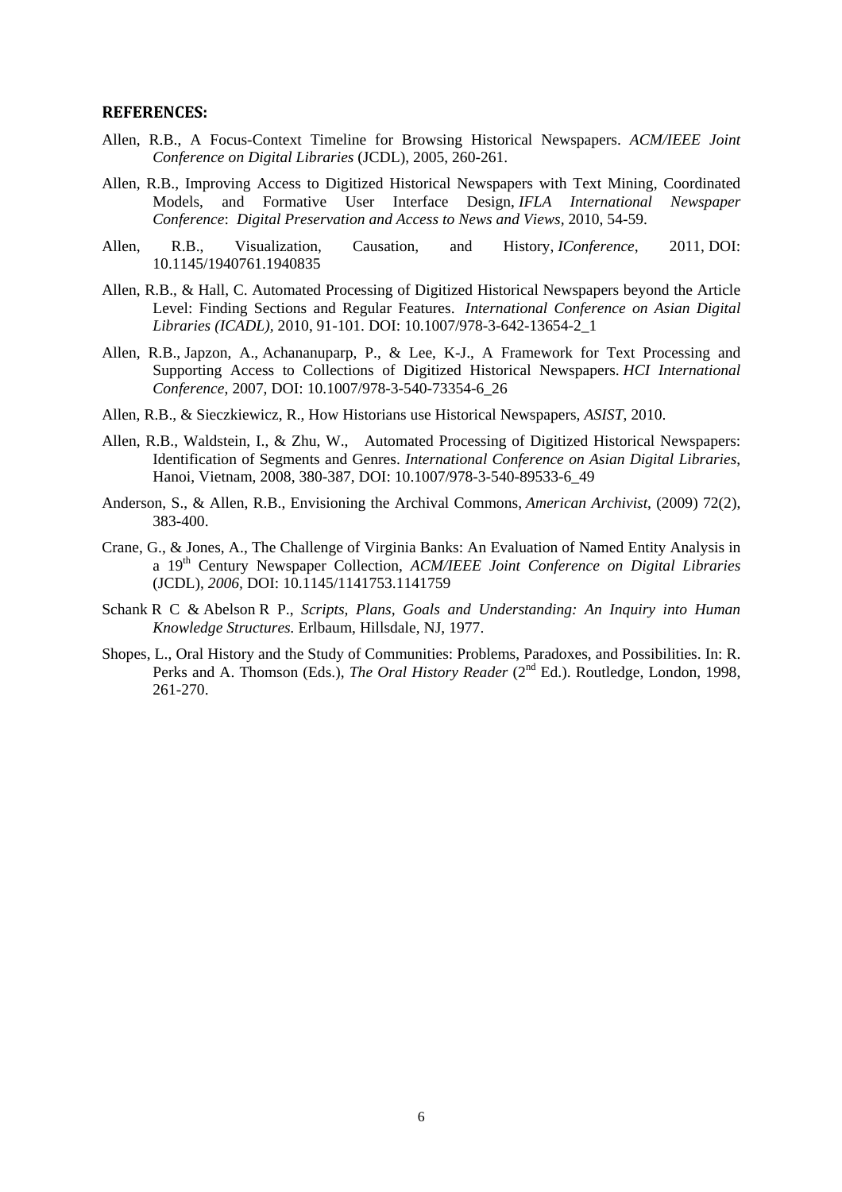## REFERENCES:

Allen, R.B., A Focus-Context Timeline for Browsing Historical Newspapers. *ACM/IEEE Joint Conference on Digital Libraries* (JCDL), 2005, 260-261.

Allen, R.B., Improving Access to Digitized Historical Newspapers with Text Mining, Coordinated Models, and Formative User Interface Design, *IFLA International Newspaper Conference*: *Digital Preservation and Access to News and Views*, 2010, 54-59.

Allen, R.B., Visualization, Causation, and History, *IConference*, 2011, DOI: 10.1145/1940761.1940835

Allen, R.B., & Hall, C. Automated Processing of Digitized Historical Newspapers beyond the Article Level: Finding Sections and Regular Features. *International Conference on Asian Digital Libraries (ICADL)*, 2010, 91-101. DOI: 10.1007/978-3-642-13654-2_1

Allen, R.B., Japzon, A., Achananuparp, P., & Lee, K-J., A Framework for Text Processing and Supporting Access to Collections of Digitized Historical Newspapers. *HCI International Conference*, 2007, DOI: 10.1007/978-3-540-73354-6_26

Allen, R.B., & Sieczkiewicz, R., How Historians use Historical Newspapers, *ASIST*, 2010.

Allen, R.B., Waldstein, I., & Zhu, W., Automated Processing of Digitized Historical Newspapers: Identification of Segments and Genres. *International Conference on Asian Digital Libraries*, Hanoi, Vietnam, 2008, 380-387, DOI: 10.1007/978-3-540-89533-6_49

Anderson, S., & Allen, R.B., Envisioning the Archival Commons, *American Archivist*, (2009) 72(2), 383-400.

Crane, G., & Jones, A., The Challenge of Virginia Banks: An Evaluation of Named Entity Analysis in a 19th Century Newspaper Collection, *ACM/IEEE Joint Conference on Digital Libraries* (JCDL), *2006*, DOI: 10.1145/1141753.1141759

Schank R C & Abelson R P., *Scripts, Plans, Goals and Understanding: An Inquiry into Human Knowledge Structures.* Erlbaum, Hillsdale, NJ, 1977.

Shopes, L., Oral History and the Study of Communities: Problems, Paradoxes, and Possibilities. In: R. Perks and A. Thomson (Eds.), *The Oral History Reader* (2nd Ed.). Routledge, London, 1998, 261-270.